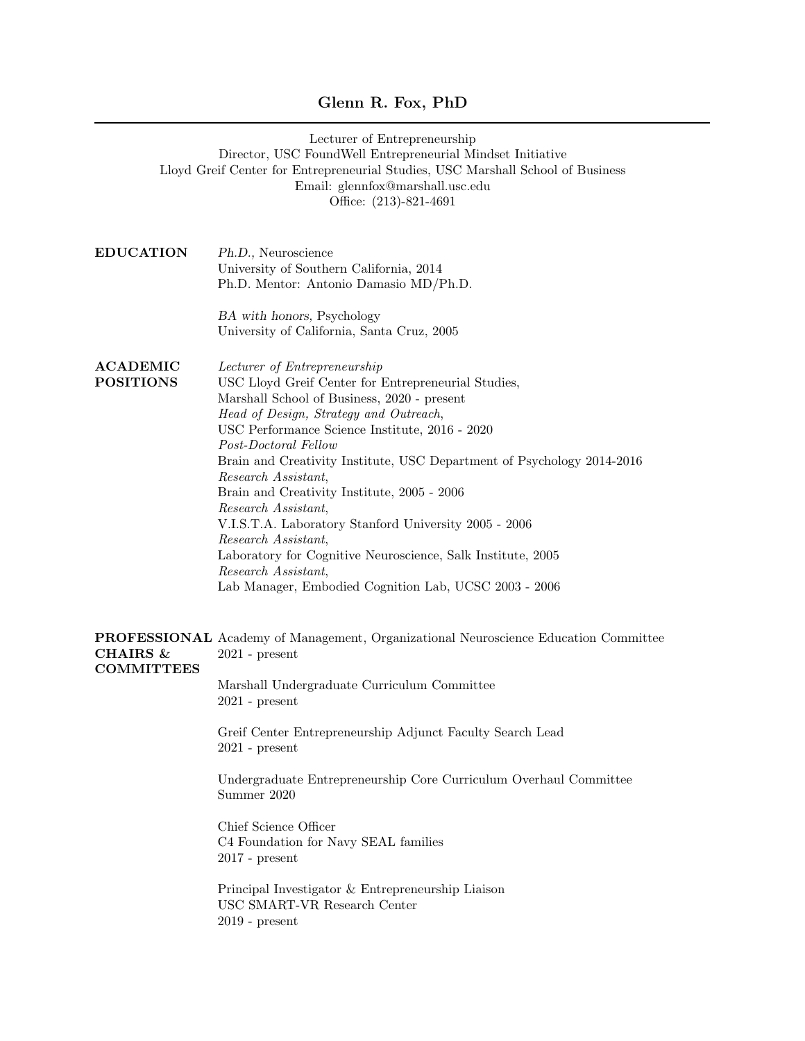# Glenn R. Fox, PhD

Lecturer of Entrepreneurship
Director, USC FoundWell Entrepreneurial Mindset Initiative
Lloyd Greif Center for Entrepreneurial Studies, USC Marshall School of Business
Email: glennfox@marshall.usc.edu
Office: (213)-821-4691

## EDUCATION

*Ph.D.*, Neuroscience
University of Southern California, 2014
Ph.D. Mentor: Antonio Damasio MD/Ph.D.

*BA with honors*, Psychology
University of California, Santa Cruz, 2005

## ACADEMIC POSITIONS

*Lecturer of Entrepreneurship*
USC Lloyd Greif Center for Entrepreneurial Studies,
Marshall School of Business, 2020 - present

*Head of Design, Strategy and Outreach*,
USC Performance Science Institute, 2016 - 2020

*Post-Doctoral Fellow*
Brain and Creativity Institute, USC Department of Psychology 2014-2016

*Research Assistant*,
Brain and Creativity Institute, 2005 - 2006

*Research Assistant*,
V.I.S.T.A. Laboratory Stanford University 2005 - 2006

*Research Assistant*,
Laboratory for Cognitive Neuroscience, Salk Institute, 2005

*Research Assistant*,
Lab Manager, Embodied Cognition Lab, UCSC 2003 - 2006

## PROFESSIONAL CHAIRS & COMMITTEES

Academy of Management, Organizational Neuroscience Education Committee
2021 - present

Marshall Undergraduate Curriculum Committee
2021 - present

Greif Center Entrepreneurship Adjunct Faculty Search Lead
2021 - present

Undergraduate Entrepreneurship Core Curriculum Overhaul Committee
Summer 2020

Chief Science Officer
C4 Foundation for Navy SEAL families
2017 - present

Principal Investigator & Entrepreneurship Liaison
USC SMART-VR Research Center
2019 - present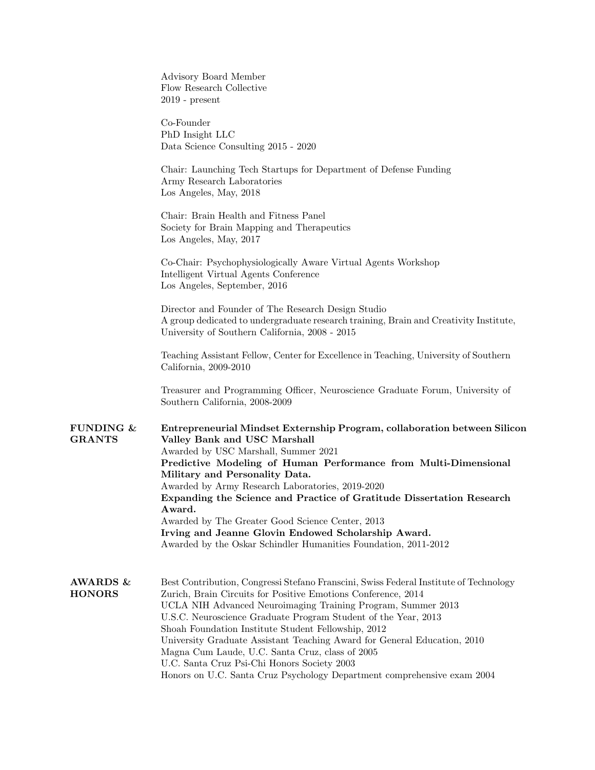Advisory Board Member
Flow Research Collective
2019 - present

Co-Founder
PhD Insight LLC
Data Science Consulting 2015 - 2020

Chair: Launching Tech Startups for Department of Defense Funding
Army Research Laboratories
Los Angeles, May, 2018

Chair: Brain Health and Fitness Panel
Society for Brain Mapping and Therapeutics
Los Angeles, May, 2017

Co-Chair: Psychophysiologically Aware Virtual Agents Workshop
Intelligent Virtual Agents Conference
Los Angeles, September, 2016

Director and Founder of The Research Design Studio
A group dedicated to undergraduate research training, Brain and Creativity Institute, University of Southern California, 2008 - 2015

Teaching Assistant Fellow, Center for Excellence in Teaching, University of Southern California, 2009-2010

Treasurer and Programming Officer, Neuroscience Graduate Forum, University of Southern California, 2008-2009

## FUNDING & GRANTS

**Entrepreneurial Mindset Externship Program, collaboration between Silicon Valley Bank and USC Marshall**
Awarded by USC Marshall, Summer 2021

**Predictive Modeling of Human Performance from Multi-Dimensional Military and Personality Data.**
Awarded by Army Research Laboratories, 2019-2020

**Expanding the Science and Practice of Gratitude Dissertation Research Award.**
Awarded by The Greater Good Science Center, 2013

**Irving and Jeanne Glovin Endowed Scholarship Award.**
Awarded by the Oskar Schindler Humanities Foundation, 2011-2012

## AWARDS & HONORS

Best Contribution, Congressi Stefano Franscini, Swiss Federal Institute of Technology Zurich, Brain Circuits for Positive Emotions Conference, 2014
UCLA NIH Advanced Neuroimaging Training Program, Summer 2013
U.S.C. Neuroscience Graduate Program Student of the Year, 2013
Shoah Foundation Institute Student Fellowship, 2012
University Graduate Assistant Teaching Award for General Education, 2010
Magna Cum Laude, U.C. Santa Cruz, class of 2005
U.C. Santa Cruz Psi-Chi Honors Society 2003
Honors on U.C. Santa Cruz Psychology Department comprehensive exam 2004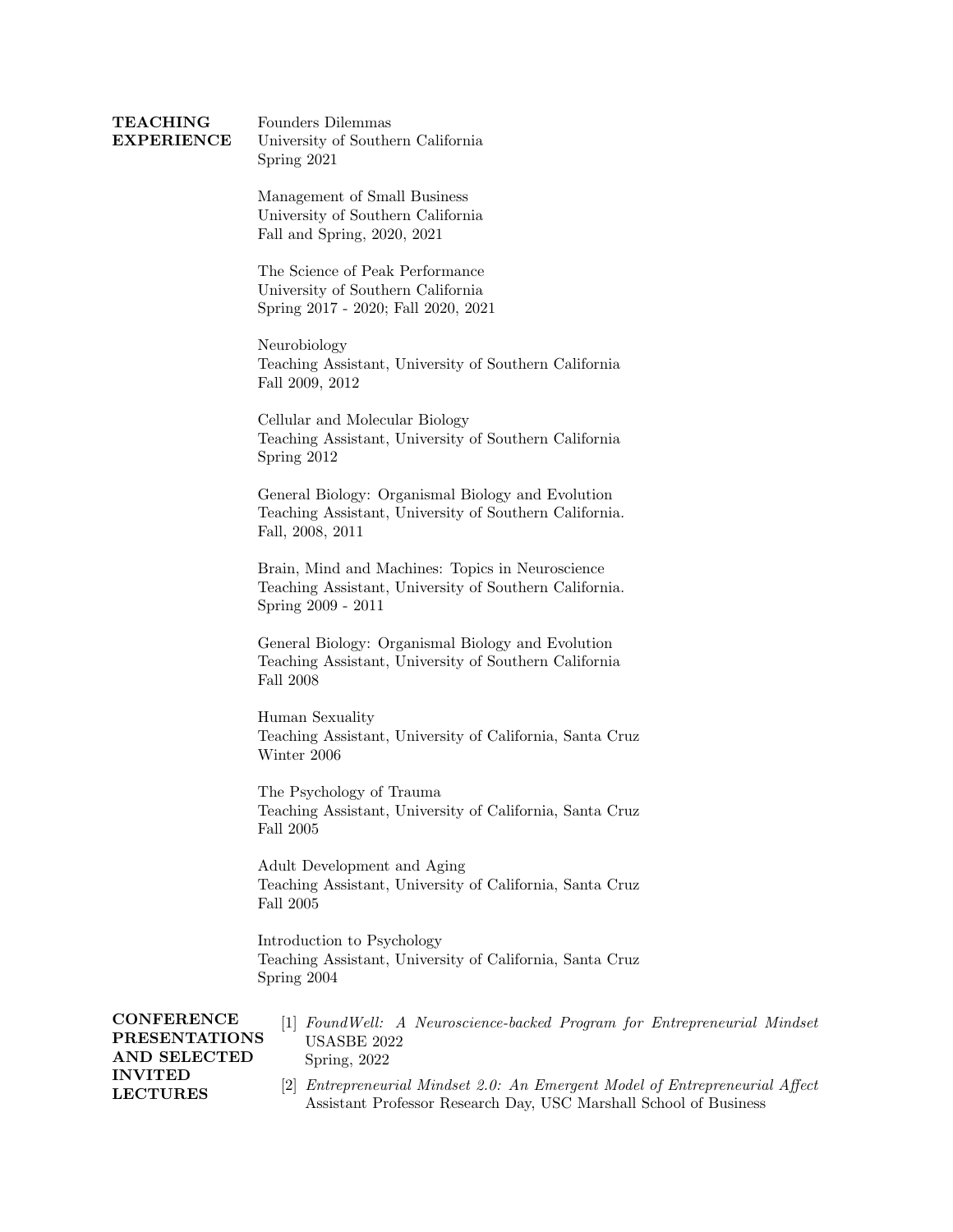## TEACHING EXPERIENCE

Founders Dilemmas
University of Southern California
Spring 2021

Management of Small Business
University of Southern California
Fall and Spring, 2020, 2021

The Science of Peak Performance
University of Southern California
Spring 2017 - 2020; Fall 2020, 2021

Neurobiology
Teaching Assistant, University of Southern California
Fall 2009, 2012

Cellular and Molecular Biology
Teaching Assistant, University of Southern California
Spring 2012

General Biology: Organismal Biology and Evolution
Teaching Assistant, University of Southern California.
Fall, 2008, 2011

Brain, Mind and Machines: Topics in Neuroscience
Teaching Assistant, University of Southern California.
Spring 2009 - 2011

General Biology: Organismal Biology and Evolution
Teaching Assistant, University of Southern California
Fall 2008

Human Sexuality
Teaching Assistant, University of California, Santa Cruz
Winter 2006

The Psychology of Trauma
Teaching Assistant, University of California, Santa Cruz
Fall 2005

Adult Development and Aging
Teaching Assistant, University of California, Santa Cruz
Fall 2005

Introduction to Psychology
Teaching Assistant, University of California, Santa Cruz
Spring 2004

## CONFERENCE PRESENTATIONS AND SELECTED INVITED LECTURES

[1] *FoundWell: A Neuroscience-backed Program for Entrepreneurial Mindset*
USASBE 2022
Spring, 2022

[2] *Entrepreneurial Mindset 2.0: An Emergent Model of Entrepreneurial Affect*
Assistant Professor Research Day, USC Marshall School of Business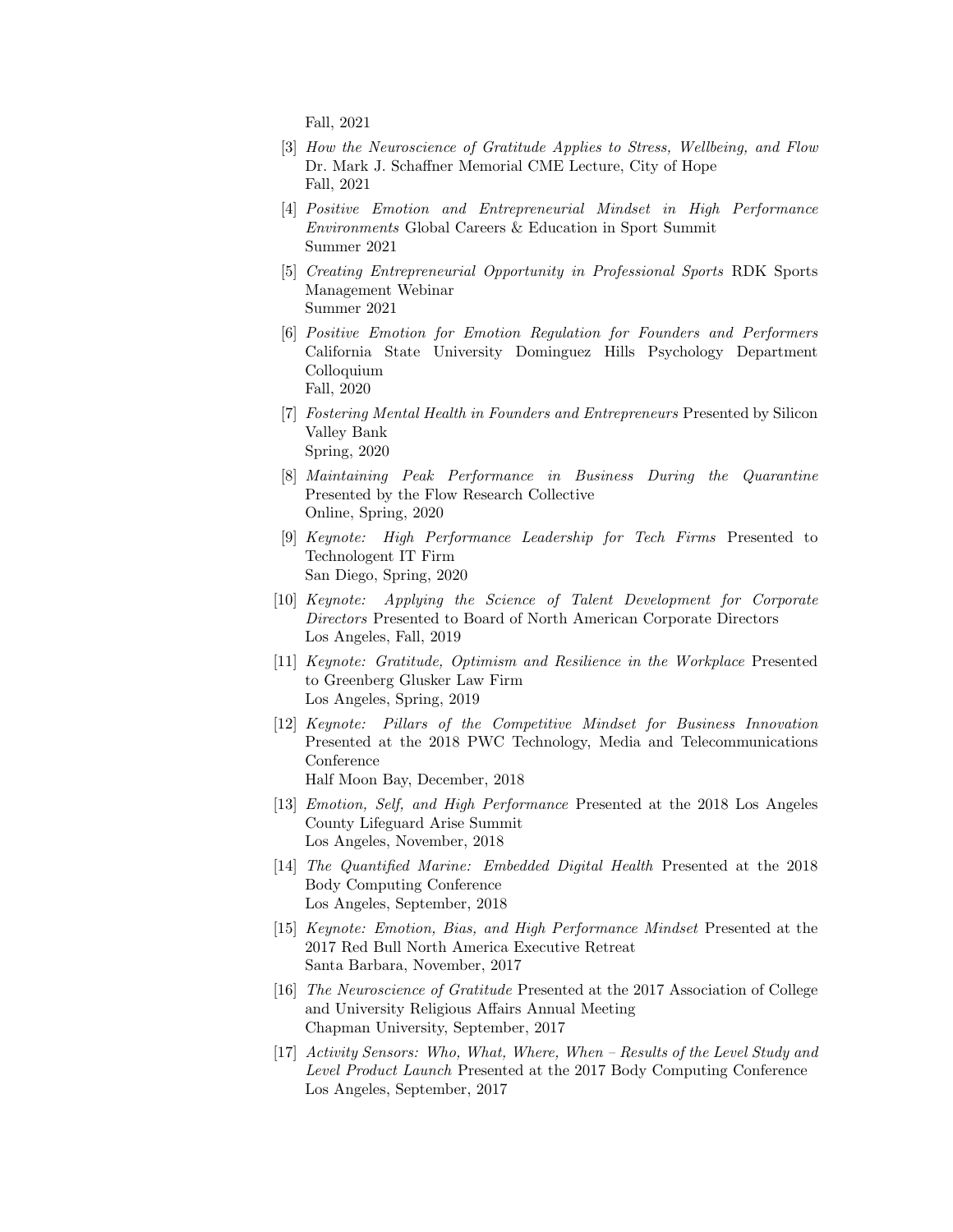Fall, 2021

[3] *How the Neuroscience of Gratitude Applies to Stress, Wellbeing, and Flow* Dr. Mark J. Schaffner Memorial CME Lecture, City of Hope
Fall, 2021

[4] *Positive Emotion and Entrepreneurial Mindset in High Performance Environments* Global Careers & Education in Sport Summit
Summer 2021

[5] *Creating Entrepreneurial Opportunity in Professional Sports* RDK Sports Management Webinar
Summer 2021

[6] *Positive Emotion for Emotion Regulation for Founders and Performers* California State University Dominguez Hills Psychology Department Colloquium
Fall, 2020

[7] *Fostering Mental Health in Founders and Entrepreneurs* Presented by Silicon Valley Bank
Spring, 2020

[8] *Maintaining Peak Performance in Business During the Quarantine* Presented by the Flow Research Collective
Online, Spring, 2020

[9] *Keynote: High Performance Leadership for Tech Firms* Presented to Technologent IT Firm
San Diego, Spring, 2020

[10] *Keynote: Applying the Science of Talent Development for Corporate Directors* Presented to Board of North American Corporate Directors
Los Angeles, Fall, 2019

[11] *Keynote: Gratitude, Optimism and Resilience in the Workplace* Presented to Greenberg Glusker Law Firm
Los Angeles, Spring, 2019

[12] *Keynote: Pillars of the Competitive Mindset for Business Innovation* Presented at the 2018 PWC Technology, Media and Telecommunications Conference
Half Moon Bay, December, 2018

[13] *Emotion, Self, and High Performance* Presented at the 2018 Los Angeles County Lifeguard Arise Summit
Los Angeles, November, 2018

[14] *The Quantified Marine: Embedded Digital Health* Presented at the 2018 Body Computing Conference
Los Angeles, September, 2018

[15] *Keynote: Emotion, Bias, and High Performance Mindset* Presented at the 2017 Red Bull North America Executive Retreat
Santa Barbara, November, 2017

[16] *The Neuroscience of Gratitude* Presented at the 2017 Association of College and University Religious Affairs Annual Meeting
Chapman University, September, 2017

[17] *Activity Sensors: Who, What, Where, When – Results of the Level Study and Level Product Launch* Presented at the 2017 Body Computing Conference
Los Angeles, September, 2017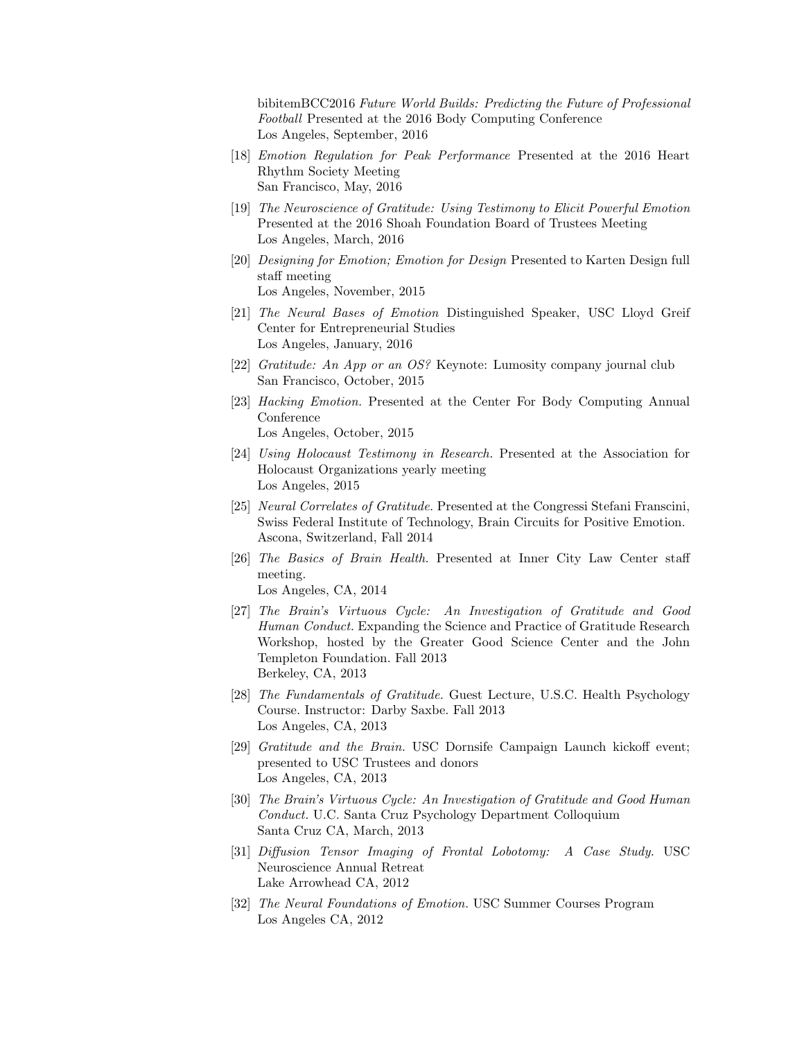bibitemBCC2016 *Future World Builds: Predicting the Future of Professional Football* Presented at the 2016 Body Computing Conference
Los Angeles, September, 2016

[18] *Emotion Regulation for Peak Performance* Presented at the 2016 Heart Rhythm Society Meeting
San Francisco, May, 2016

[19] *The Neuroscience of Gratitude: Using Testimony to Elicit Powerful Emotion* Presented at the 2016 Shoah Foundation Board of Trustees Meeting
Los Angeles, March, 2016

[20] *Designing for Emotion; Emotion for Design* Presented to Karten Design full staff meeting
Los Angeles, November, 2015

[21] *The Neural Bases of Emotion* Distinguished Speaker, USC Lloyd Greif Center for Entrepreneurial Studies
Los Angeles, January, 2016

[22] *Gratitude: An App or an OS?* Keynote: Lumosity company journal club
San Francisco, October, 2015

[23] *Hacking Emotion.* Presented at the Center For Body Computing Annual Conference
Los Angeles, October, 2015

[24] *Using Holocaust Testimony in Research.* Presented at the Association for Holocaust Organizations yearly meeting
Los Angeles, 2015

[25] *Neural Correlates of Gratitude.* Presented at the Congressi Stefani Franscini, Swiss Federal Institute of Technology, Brain Circuits for Positive Emotion.
Ascona, Switzerland, Fall 2014

[26] *The Basics of Brain Health.* Presented at Inner City Law Center staff meeting.
Los Angeles, CA, 2014

[27] *The Brain's Virtuous Cycle: An Investigation of Gratitude and Good Human Conduct.* Expanding the Science and Practice of Gratitude Research Workshop, hosted by the Greater Good Science Center and the John Templeton Foundation. Fall 2013
Berkeley, CA, 2013

[28] *The Fundamentals of Gratitude.* Guest Lecture, U.S.C. Health Psychology Course. Instructor: Darby Saxbe. Fall 2013
Los Angeles, CA, 2013

[29] *Gratitude and the Brain.* USC Dornsife Campaign Launch kickoff event; presented to USC Trustees and donors
Los Angeles, CA, 2013

[30] *The Brain's Virtuous Cycle: An Investigation of Gratitude and Good Human Conduct.* U.C. Santa Cruz Psychology Department Colloquium
Santa Cruz CA, March, 2013

[31] *Diffusion Tensor Imaging of Frontal Lobotomy: A Case Study.* USC Neuroscience Annual Retreat
Lake Arrowhead CA, 2012

[32] *The Neural Foundations of Emotion.* USC Summer Courses Program
Los Angeles CA, 2012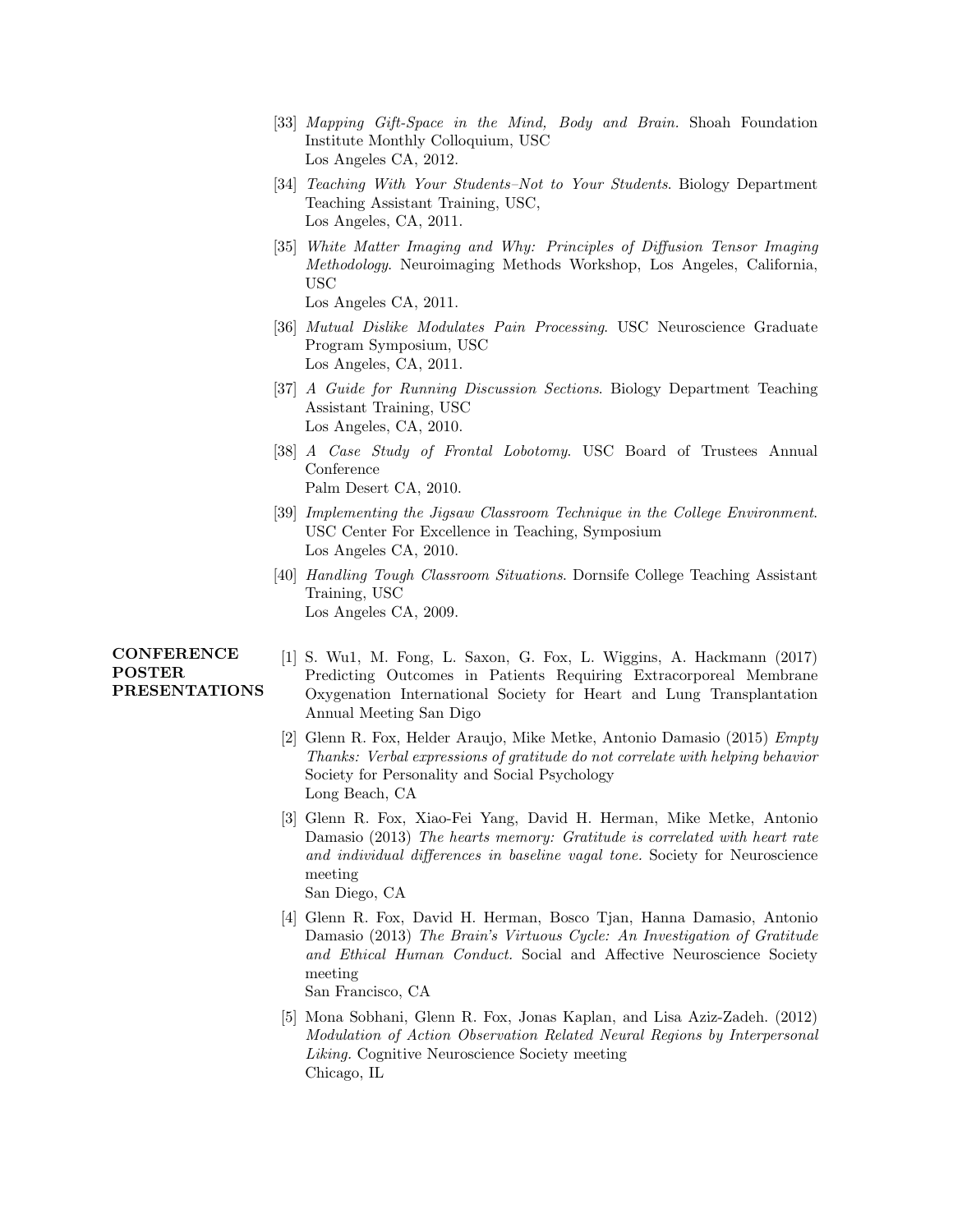[33] *Mapping Gift-Space in the Mind, Body and Brain.* Shoah Foundation Institute Monthly Colloquium, USC
Los Angeles CA, 2012.

[34] *Teaching With Your Students–Not to Your Students*. Biology Department Teaching Assistant Training, USC,
Los Angeles, CA, 2011.

[35] *White Matter Imaging and Why: Principles of Diffusion Tensor Imaging Methodology*. Neuroimaging Methods Workshop, Los Angeles, California, USC
Los Angeles CA, 2011.

[36] *Mutual Dislike Modulates Pain Processing*. USC Neuroscience Graduate Program Symposium, USC
Los Angeles, CA, 2011.

[37] *A Guide for Running Discussion Sections*. Biology Department Teaching Assistant Training, USC
Los Angeles, CA, 2010.

[38] *A Case Study of Frontal Lobotomy*. USC Board of Trustees Annual Conference
Palm Desert CA, 2010.

[39] *Implementing the Jigsaw Classroom Technique in the College Environment*. USC Center For Excellence in Teaching, Symposium
Los Angeles CA, 2010.

[40] *Handling Tough Classroom Situations*. Dornsife College Teaching Assistant Training, USC
Los Angeles CA, 2009.

## CONFERENCE POSTER PRESENTATIONS

[1] S. Wu1, M. Fong, L. Saxon, G. Fox, L. Wiggins, A. Hackmann (2017) Predicting Outcomes in Patients Requiring Extracorporeal Membrane Oxygenation International Society for Heart and Lung Transplantation Annual Meeting San Digo

[2] Glenn R. Fox, Helder Araujo, Mike Metke, Antonio Damasio (2015) *Empty Thanks: Verbal expressions of gratitude do not correlate with helping behavior* Society for Personality and Social Psychology
Long Beach, CA

[3] Glenn R. Fox, Xiao-Fei Yang, David H. Herman, Mike Metke, Antonio Damasio (2013) *The hearts memory: Gratitude is correlated with heart rate and individual differences in baseline vagal tone.* Society for Neuroscience meeting
San Diego, CA

[4] Glenn R. Fox, David H. Herman, Bosco Tjan, Hanna Damasio, Antonio Damasio (2013) *The Brain's Virtuous Cycle: An Investigation of Gratitude and Ethical Human Conduct.* Social and Affective Neuroscience Society meeting
San Francisco, CA

[5] Mona Sobhani, Glenn R. Fox, Jonas Kaplan, and Lisa Aziz-Zadeh. (2012) *Modulation of Action Observation Related Neural Regions by Interpersonal Liking.* Cognitive Neuroscience Society meeting
Chicago, IL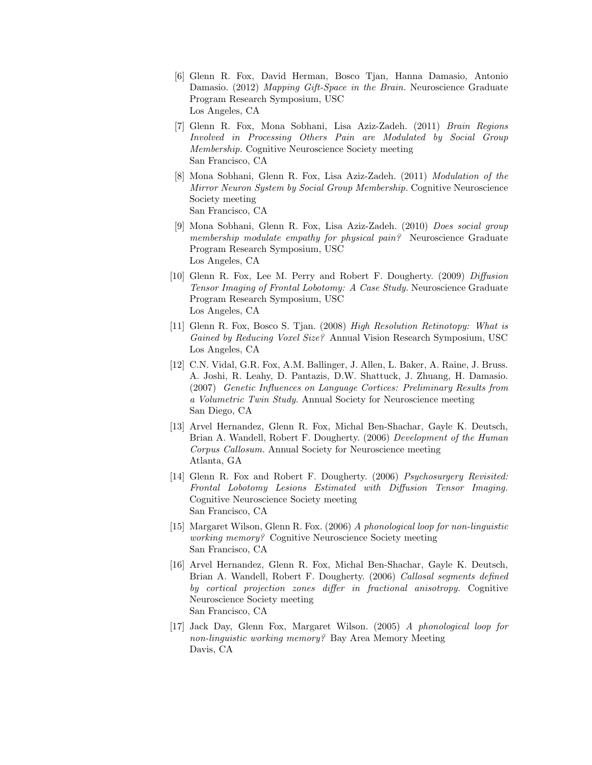[6] Glenn R. Fox, David Herman, Bosco Tjan, Hanna Damasio, Antonio Damasio. (2012) *Mapping Gift-Space in the Brain.* Neuroscience Graduate Program Research Symposium, USC
Los Angeles, CA

[7] Glenn R. Fox, Mona Sobhani, Lisa Aziz-Zadeh. (2011) *Brain Regions Involved in Processing Others Pain are Modulated by Social Group Membership.* Cognitive Neuroscience Society meeting
San Francisco, CA

[8] Mona Sobhani, Glenn R. Fox, Lisa Aziz-Zadeh. (2011) *Modulation of the Mirror Neuron System by Social Group Membership.* Cognitive Neuroscience Society meeting
San Francisco, CA

[9] Mona Sobhani, Glenn R. Fox, Lisa Aziz-Zadeh. (2010) *Does social group membership modulate empathy for physical pain?* Neuroscience Graduate Program Research Symposium, USC
Los Angeles, CA

[10] Glenn R. Fox, Lee M. Perry and Robert F. Dougherty. (2009) *Diffusion Tensor Imaging of Frontal Lobotomy: A Case Study.* Neuroscience Graduate Program Research Symposium, USC
Los Angeles, CA

[11] Glenn R. Fox, Bosco S. Tjan. (2008) *High Resolution Retinotopy: What is Gained by Reducing Voxel Size?* Annual Vision Research Symposium, USC
Los Angeles, CA

[12] C.N. Vidal, G.R. Fox, A.M. Ballinger, J. Allen, L. Baker, A. Raine, J. Bruss. A. Joshi, R. Leahy, D. Pantazis, D.W. Shattuck, J. Zhuang, H. Damasio. (2007) *Genetic Influences on Language Cortices: Preliminary Results from a Volumetric Twin Study.* Annual Society for Neuroscience meeting
San Diego, CA

[13] Arvel Hernandez, Glenn R. Fox, Michal Ben-Shachar, Gayle K. Deutsch, Brian A. Wandell, Robert F. Dougherty. (2006) *Development of the Human Corpus Callosum.* Annual Society for Neuroscience meeting
Atlanta, GA

[14] Glenn R. Fox and Robert F. Dougherty. (2006) *Psychosurgery Revisited: Frontal Lobotomy Lesions Estimated with Diffusion Tensor Imaging.* Cognitive Neuroscience Society meeting
San Francisco, CA

[15] Margaret Wilson, Glenn R. Fox. (2006) *A phonological loop for non-linguistic working memory?* Cognitive Neuroscience Society meeting
San Francisco, CA

[16] Arvel Hernandez, Glenn R. Fox, Michal Ben-Shachar, Gayle K. Deutsch, Brian A. Wandell, Robert F. Dougherty. (2006) *Callosal segments defined by cortical projection zones differ in fractional anisotropy.* Cognitive Neuroscience Society meeting
San Francisco, CA

[17] Jack Day, Glenn Fox, Margaret Wilson. (2005) *A phonological loop for non-linguistic working memory?* Bay Area Memory Meeting
Davis, CA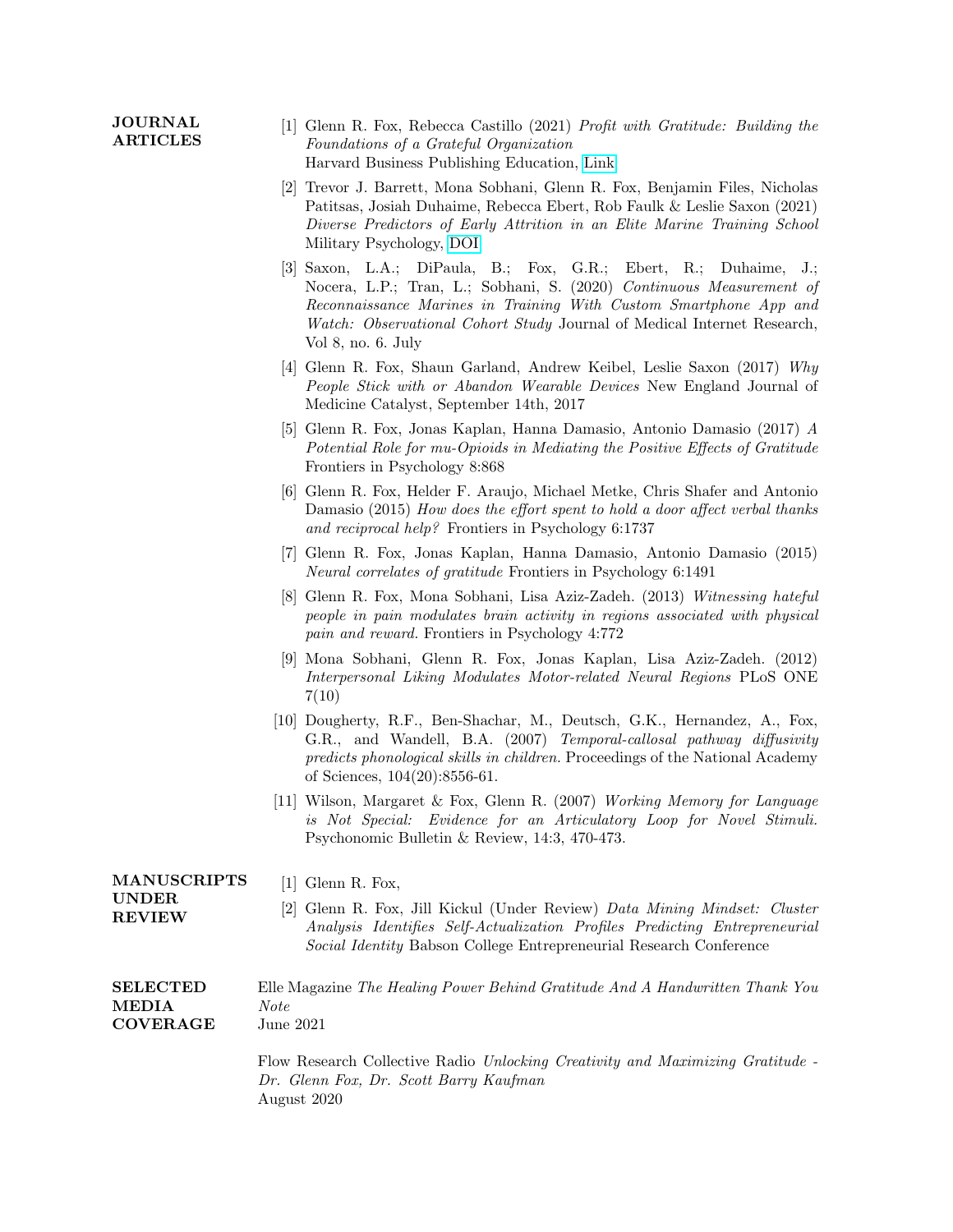## JOURNAL ARTICLES

[1] Glenn R. Fox, Rebecca Castillo (2021) *Profit with Gratitude: Building the Foundations of a Grateful Organization*
Harvard Business Publishing Education, Link

[2] Trevor J. Barrett, Mona Sobhani, Glenn R. Fox, Benjamin Files, Nicholas Patitsas, Josiah Duhaime, Rebecca Ebert, Rob Faulk & Leslie Saxon (2021) *Diverse Predictors of Early Attrition in an Elite Marine Training School*
Military Psychology, DOI

[3] Saxon, L.A.; DiPaula, B.; Fox, G.R.; Ebert, R.; Duhaime, J.; Nocera, L.P.; Tran, L.; Sobhani, S. (2020) *Continuous Measurement of Reconnaissance Marines in Training With Custom Smartphone App and Watch: Observational Cohort Study* Journal of Medical Internet Research, Vol 8, no. 6. July

[4] Glenn R. Fox, Shaun Garland, Andrew Keibel, Leslie Saxon (2017) *Why People Stick with or Abandon Wearable Devices* New England Journal of Medicine Catalyst, September 14th, 2017

[5] Glenn R. Fox, Jonas Kaplan, Hanna Damasio, Antonio Damasio (2017) *A Potential Role for mu-Opioids in Mediating the Positive Effects of Gratitude* Frontiers in Psychology 8:868

[6] Glenn R. Fox, Helder F. Araujo, Michael Metke, Chris Shafer and Antonio Damasio (2015) *How does the effort spent to hold a door affect verbal thanks and reciprocal help?* Frontiers in Psychology 6:1737

[7] Glenn R. Fox, Jonas Kaplan, Hanna Damasio, Antonio Damasio (2015) *Neural correlates of gratitude* Frontiers in Psychology 6:1491

[8] Glenn R. Fox, Mona Sobhani, Lisa Aziz-Zadeh. (2013) *Witnessing hateful people in pain modulates brain activity in regions associated with physical pain and reward.* Frontiers in Psychology 4:772

[9] Mona Sobhani, Glenn R. Fox, Jonas Kaplan, Lisa Aziz-Zadeh. (2012) *Interpersonal Liking Modulates Motor-related Neural Regions* PLoS ONE 7(10)

[10] Dougherty, R.F., Ben-Shachar, M., Deutsch, G.K., Hernandez, A., Fox, G.R., and Wandell, B.A. (2007) *Temporal-callosal pathway diffusivity predicts phonological skills in children.* Proceedings of the National Academy of Sciences, 104(20):8556-61.

[11] Wilson, Margaret & Fox, Glenn R. (2007) *Working Memory for Language is Not Special: Evidence for an Articulatory Loop for Novel Stimuli.* Psychonomic Bulletin & Review, 14:3, 470-473.

## MANUSCRIPTS UNDER REVIEW

[1] Glenn R. Fox,

[2] Glenn R. Fox, Jill Kickul (Under Review) *Data Mining Mindset: Cluster Analysis Identifies Self-Actualization Profiles Predicting Entrepreneurial Social Identity* Babson College Entrepreneurial Research Conference

## SELECTED MEDIA COVERAGE

Elle Magazine *The Healing Power Behind Gratitude And A Handwritten Thank You Note*
June 2021

Flow Research Collective Radio *Unlocking Creativity and Maximizing Gratitude - Dr. Glenn Fox, Dr. Scott Barry Kaufman*
August 2020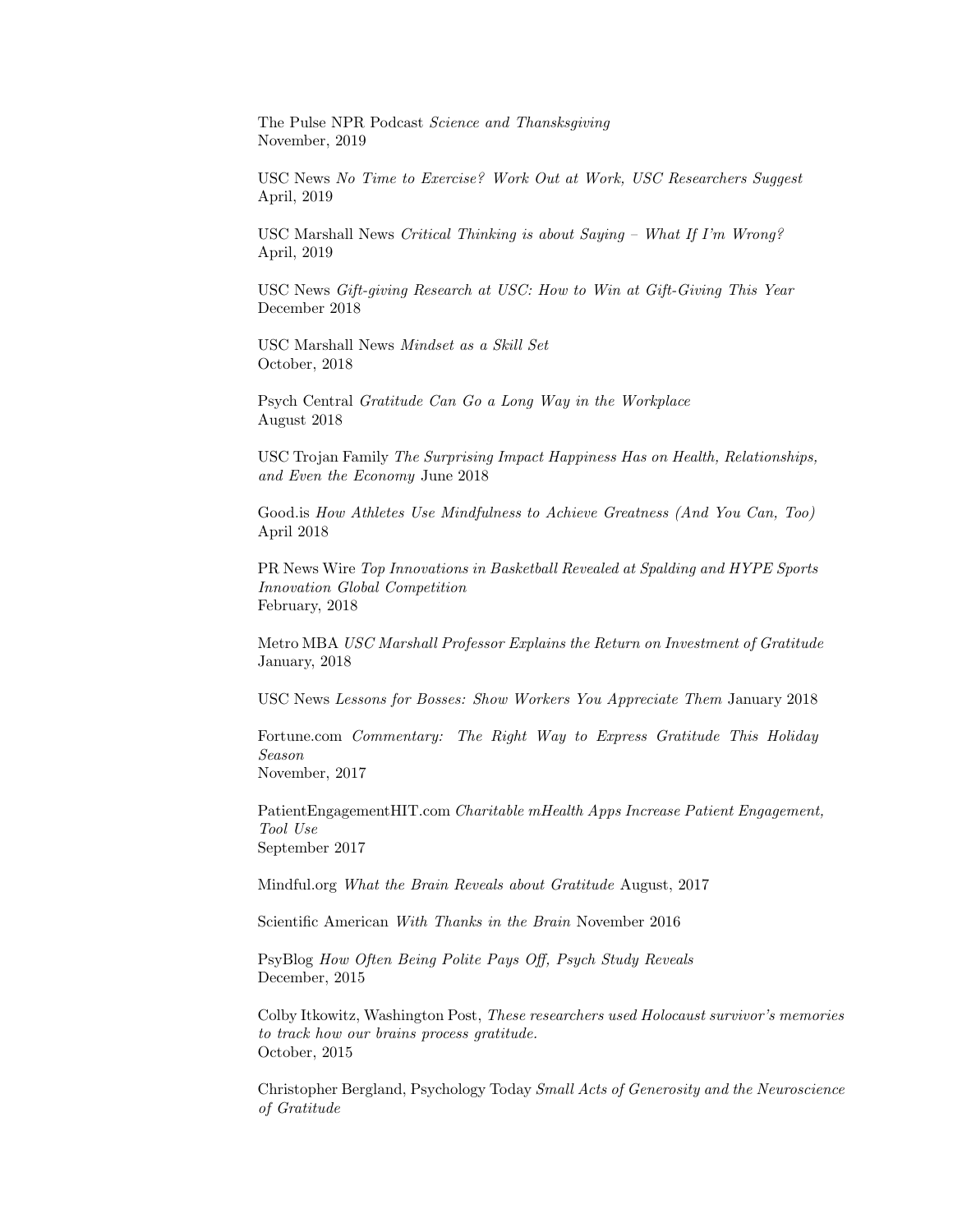The Pulse NPR Podcast *Science and Thansksgiving*
November, 2019

USC News *No Time to Exercise? Work Out at Work, USC Researchers Suggest*
April, 2019

USC Marshall News *Critical Thinking is about Saying – What If I'm Wrong?*
April, 2019

USC News *Gift-giving Research at USC: How to Win at Gift-Giving This Year*
December 2018

USC Marshall News *Mindset as a Skill Set*
October, 2018

Psych Central *Gratitude Can Go a Long Way in the Workplace*
August 2018

USC Trojan Family *The Surprising Impact Happiness Has on Health, Relationships, and Even the Economy* June 2018

Good.is *How Athletes Use Mindfulness to Achieve Greatness (And You Can, Too)*
April 2018

PR News Wire *Top Innovations in Basketball Revealed at Spalding and HYPE Sports Innovation Global Competition*
February, 2018

Metro MBA *USC Marshall Professor Explains the Return on Investment of Gratitude*
January, 2018

USC News *Lessons for Bosses: Show Workers You Appreciate Them* January 2018

Fortune.com *Commentary: The Right Way to Express Gratitude This Holiday Season*
November, 2017

PatientEngagementHIT.com *Charitable mHealth Apps Increase Patient Engagement, Tool Use*
September 2017

Mindful.org *What the Brain Reveals about Gratitude* August, 2017

Scientific American *With Thanks in the Brain* November 2016

PsyBlog *How Often Being Polite Pays Off, Psych Study Reveals*
December, 2015

Colby Itkowitz, Washington Post, *These researchers used Holocaust survivor's memories to track how our brains process gratitude.*
October, 2015

Christopher Bergland, Psychology Today *Small Acts of Generosity and the Neuroscience of Gratitude*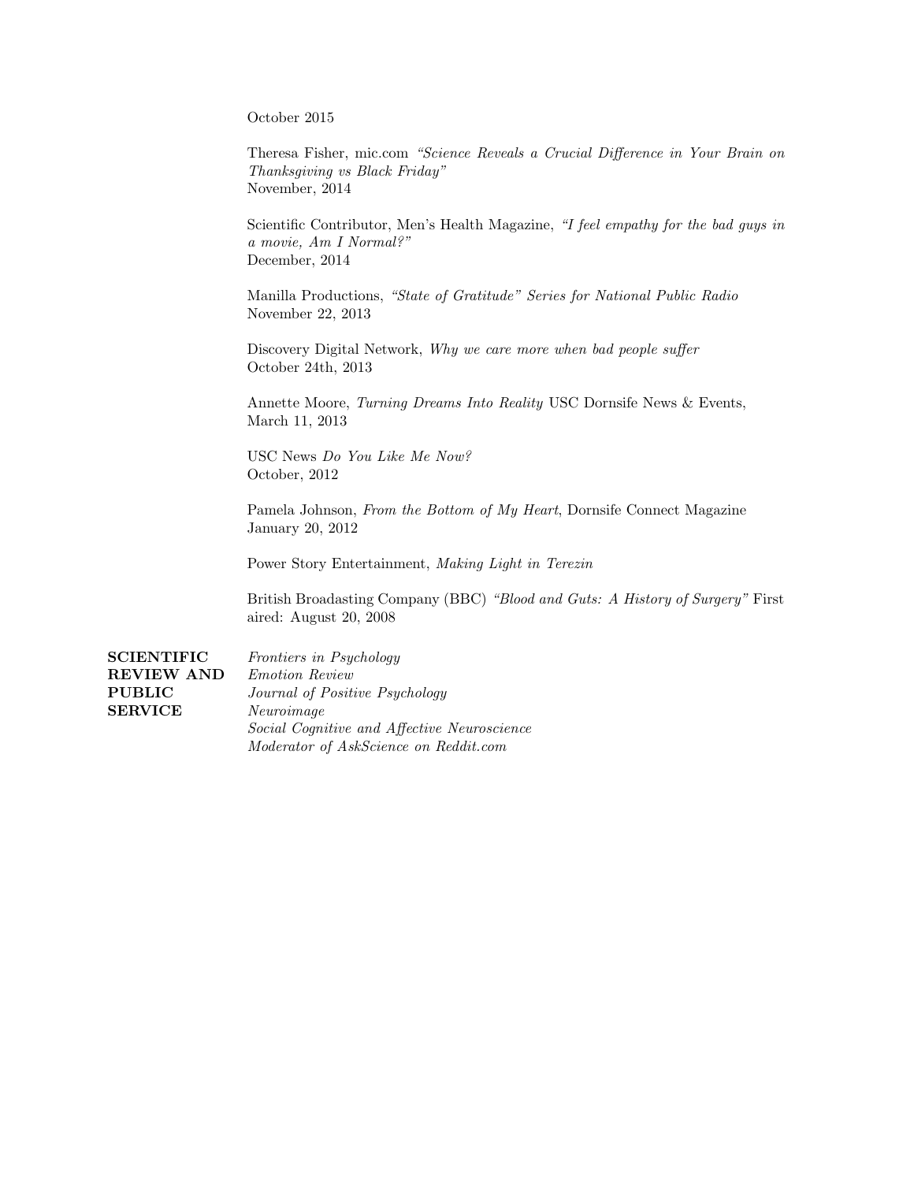October 2015

Theresa Fisher, mic.com *"Science Reveals a Crucial Difference in Your Brain on Thanksgiving vs Black Friday"*
November, 2014

Scientific Contributor, Men's Health Magazine, *"I feel empathy for the bad guys in a movie, Am I Normal?"*
December, 2014

Manilla Productions, *"State of Gratitude" Series for National Public Radio*
November 22, 2013

Discovery Digital Network, *Why we care more when bad people suffer*
October 24th, 2013

Annette Moore, *Turning Dreams Into Reality* USC Dornsife News & Events,
March 11, 2013

USC News *Do You Like Me Now?*
October, 2012

Pamela Johnson, *From the Bottom of My Heart*, Dornsife Connect Magazine
January 20, 2012

Power Story Entertainment, *Making Light in Terezin*

British Broadasting Company (BBC) *"Blood and Guts: A History of Surgery"* First aired: August 20, 2008

**SCIENTIFIC REVIEW AND PUBLIC SERVICE**

*Frontiers in Psychology*
*Emotion Review*
*Journal of Positive Psychology*
*Neuroimage*
*Social Cognitive and Affective Neuroscience*
*Moderator of AskScience on Reddit.com*